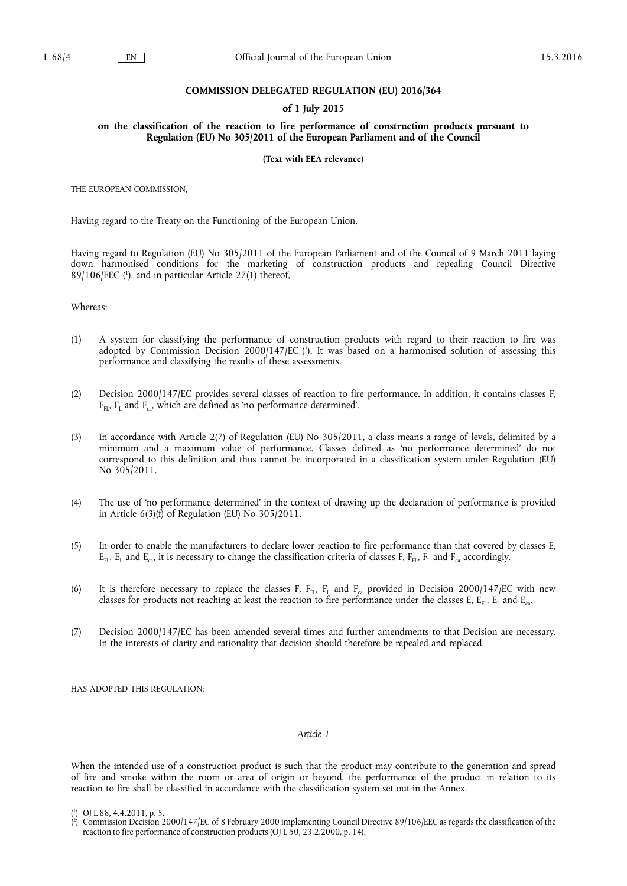# COMMISSION DELEGATED REGULATION (EU) 2016/364

## of 1 July 2015

## on the classification of the reaction to fire performance of construction products pursuant to Regulation (EU) No 305/2011 of the European Parliament and of the Council

**(Text with EEA relevance)**

THE EUROPEAN COMMISSION,

Having regard to the Treaty on the Functioning of the European Union,

Having regard to Regulation (EU) No 305/2011 of the European Parliament and of the Council of 9 March 2011 laying down harmonised conditions for the marketing of construction products and repealing Council Directive 89/106/EEC ([1]), and in particular Article 27(1) thereof,

Whereas:

(1) A system for classifying the performance of construction products with regard to their reaction to fire was adopted by Commission Decision 2000/147/EC ([2]). It was based on a harmonised solution of assessing this performance and classifying the results of these assessments.

(2) Decision 2000/147/EC provides several classes of reaction to fire performance. In addition, it contains classes F, $F_{FL}$, $F_L$ and $F_{ca}$, which are defined as 'no performance determined'.

(3) In accordance with Article 2(7) of Regulation (EU) No 305/2011, a class means a range of levels, delimited by a minimum and a maximum value of performance. Classes defined as 'no performance determined' do not correspond to this definition and thus cannot be incorporated in a classification system under Regulation (EU) No 305/2011.

(4) The use of 'no performance determined' in the context of drawing up the declaration of performance is provided in Article 6(3)(f) of Regulation (EU) No 305/2011.

(5) In order to enable the manufacturers to declare lower reaction to fire performance than that covered by classes E, $E_{FL}$, $E_L$ and $E_{ca}$, it is necessary to change the classification criteria of classes F, $F_{FL}$, $F_L$ and $F_{ca}$ accordingly.

(6) It is therefore necessary to replace the classes F, $F_{FL}$, $F_L$ and $F_{ca}$ provided in Decision 2000/147/EC with new classes for products not reaching at least the reaction to fire performance under the classes E, $E_{FL}$, $E_L$ and $E_{ca}$.

(7) Decision 2000/147/EC has been amended several times and further amendments to that Decision are necessary. In the interests of clarity and rationality that decision should therefore be repealed and replaced,

HAS ADOPTED THIS REGULATION:

*Article 1*

When the intended use of a construction product is such that the product may contribute to the generation and spread of fire and smoke within the room or area of origin or beyond, the performance of the product in relation to its reaction to fire shall be classified in accordance with the classification system set out in the Annex.

---

([1]) OJ L 88, 4.4.2011, p. 5.

([2]) Commission Decision 2000/147/EC of 8 February 2000 implementing Council Directive 89/106/EEC as regards the classification of the reaction to fire performance of construction products (OJ L 50, 23.2.2000, p. 14).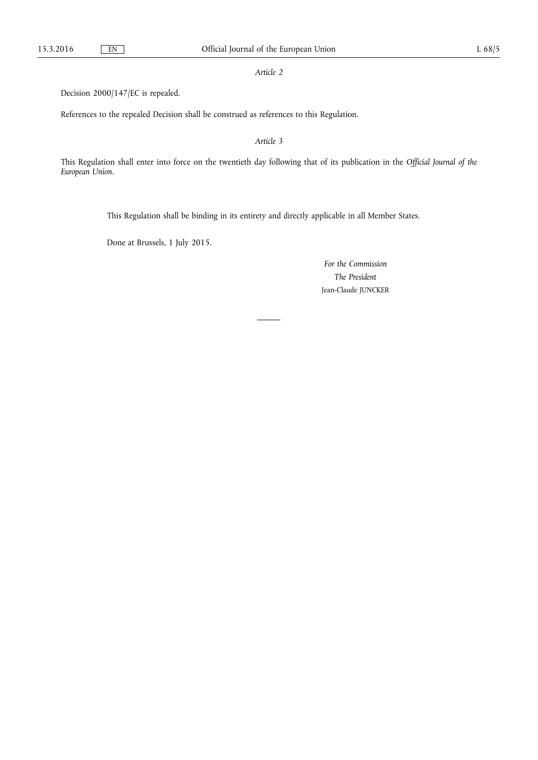*Article 2*

Decision 2000/147/EC is repealed.

References to the repealed Decision shall be construed as references to this Regulation.

*Article 3*

This Regulation shall enter into force on the twentieth day following that of its publication in the *Official Journal of the European Union*.

This Regulation shall be binding in its entirety and directly applicable in all Member States.

Done at Brussels, 1 July 2015.

*For the Commission*

*The President*

Jean-Claude JUNCKER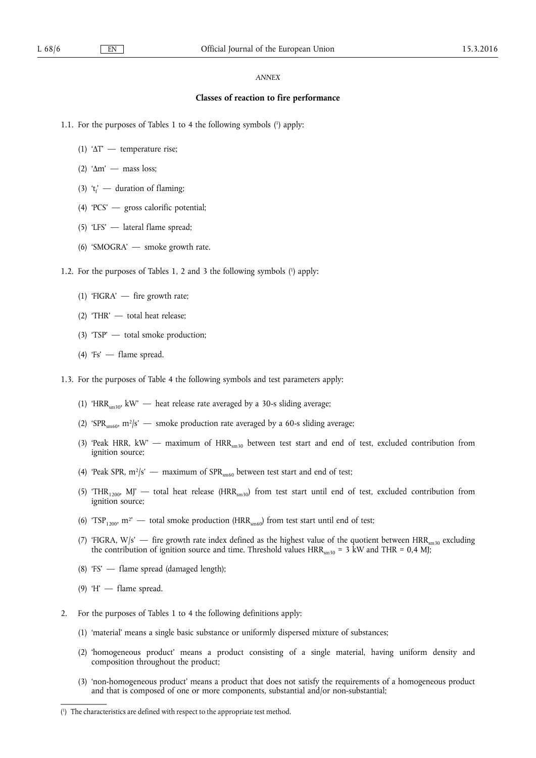*ANNEX*

**Classes of reaction to fire performance**

1.1. For the purposes of Tables 1 to 4 the following symbols [1] apply:

   (1) '$\Delta T$' — temperature rise;

   (2) '$\Delta m$' — mass loss;

   (3) '$t_f$' — duration of flaming;

   (4) 'PCS' — gross calorific potential;

   (5) 'LFS' — lateral flame spread;

   (6) 'SMOGRA' — smoke growth rate.

1.2. For the purposes of Tables 1, 2 and 3 the following symbols [1] apply:

   (1) 'FIGRA' — fire growth rate;

   (2) 'THR' — total heat release;

   (3) 'TSP' — total smoke production;

   (4) 'Fs' — flame spread.

1.3. For the purposes of Table 4 the following symbols and test parameters apply:

   (1) '$HRR_{sm30}$, kW' — heat release rate averaged by a 30-s sliding average;

   (2) '$SPR_{sm60}$, $m^2/s$' — smoke production rate averaged by a 60-s sliding average;

   (3) 'Peak HRR, kW' — maximum of $HRR_{sm30}$ between test start and end of test, excluded contribution from ignition source;

   (4) 'Peak SPR, $m^2/s$' — maximum of $SPR_{sm60}$ between test start and end of test;

   (5) '$THR_{1200}$, MJ' — total heat release ($HRR_{sm30}$) from test start until end of test, excluded contribution from ignition source;

   (6) '$TSP_{1200}$, $m^2$' — total smoke production ($HRR_{sm60}$) from test start until end of test;

   (7) 'FIGRA, W/s' — fire growth rate index defined as the highest value of the quotient between $HRR_{sm30}$ excluding the contribution of ignition source and time. Threshold values $HRR_{sm30}$ = 3 kW and THR = 0,4 MJ;

   (8) 'FS' — flame spread (damaged length);

   (9) 'H' — flame spread.

2. For the purposes of Tables 1 to 4 the following definitions apply:

   (1) 'material' means a single basic substance or uniformly dispersed mixture of substances;

   (2) 'homogeneous product' means a product consisting of a single material, having uniform density and composition throughout the product;

   (3) 'non-homogeneous product' means a product that does not satisfy the requirements of a homogeneous product and that is composed of one or more components, substantial and/or non-substantial;

---

[1] The characteristics are defined with respect to the appropriate test method.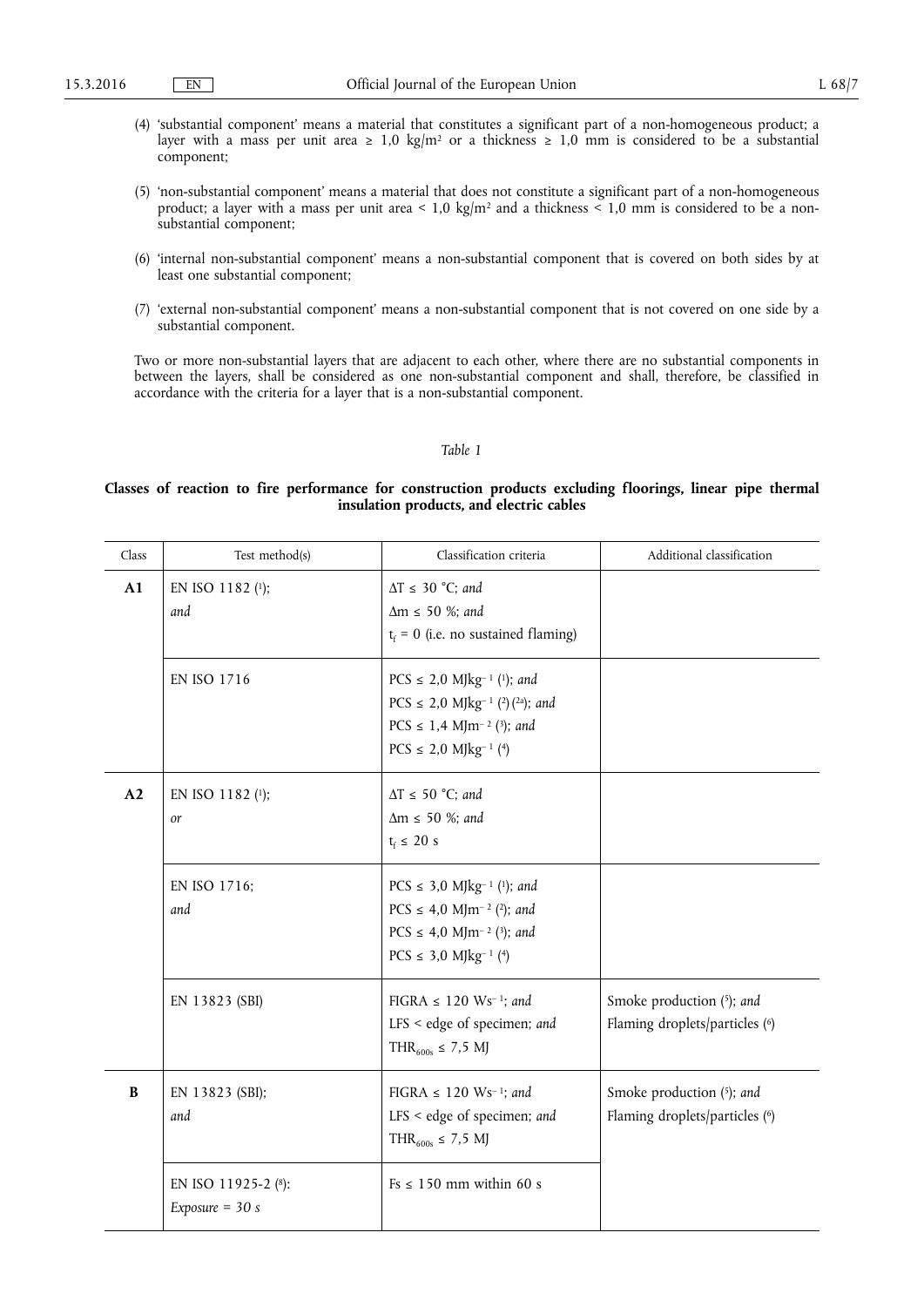(4) 'substantial component' means a material that constitutes a significant part of a non-homogeneous product; a layer with a mass per unit area ≥ 1,0 kg/m² or a thickness ≥ 1,0 mm is considered to be a substantial component;

(5) 'non-substantial component' means a material that does not constitute a significant part of a non-homogeneous product; a layer with a mass per unit area < 1,0 kg/m² and a thickness < 1,0 mm is considered to be a non-substantial component;

(6) 'internal non-substantial component' means a non-substantial component that is covered on both sides by at least one substantial component;

(7) 'external non-substantial component' means a non-substantial component that is not covered on one side by a substantial component.

Two or more non-substantial layers that are adjacent to each other, where there are no substantial components in between the layers, shall be considered as one non-substantial component and shall, therefore, be classified in accordance with the criteria for a layer that is a non-substantial component.

*Table 1*

**Classes of reaction to fire performance for construction products excluding floorings, linear pipe thermal insulation products, and electric cables**

| Class | Test method(s) | Classification criteria | Additional classification |
|---|---|---|---|
| **A1** | EN ISO 1182 [1]; *and* | $\Delta T \leq 30$ °C; *and* <br> $\Delta m \leq 50$ %; *and* <br> $t_f = 0$ (i.e. no sustained flaming) | |
| | EN ISO 1716 | PCS ≤ 2,0 MJkg⁻¹ [1]; *and* <br> PCS ≤ 2,0 MJkg⁻¹ [2] [2a]; *and* <br> PCS ≤ 1,4 MJm⁻² [3]; *and* <br> PCS ≤ 2,0 MJkg⁻¹ [4] | |
| **A2** | EN ISO 1182 [1]; *or* | $\Delta T \leq 50$ °C; *and* <br> $\Delta m \leq 50$ %; *and* <br> $t_f \leq 20$ s | |
| | EN ISO 1716; *and* | PCS ≤ 3,0 MJkg⁻¹ [1]; *and* <br> PCS ≤ 4,0 MJm⁻² [2]; *and* <br> PCS ≤ 4,0 MJm⁻² [3]; *and* <br> PCS ≤ 3,0 MJkg⁻¹ [4] | |
| | EN 13823 (SBI) | FIGRA ≤ 120 Ws⁻¹; *and* <br> LFS < edge of specimen; *and* <br> $THR_{600s} \leq 7,5$ MJ | Smoke production [5]; *and* <br> Flaming droplets/particles [6] |
| **B** | EN 13823 (SBI); *and* | FIGRA ≤ 120 Ws⁻¹; *and* <br> LFS < edge of specimen; *and* <br> $THR_{600s} \leq 7,5$ MJ | Smoke production [5]; *and* <br> Flaming droplets/particles [6] |
| | EN ISO 11925-2 [8]: <br> *Exposure = 30 s* | Fs ≤ 150 mm within 60 s | |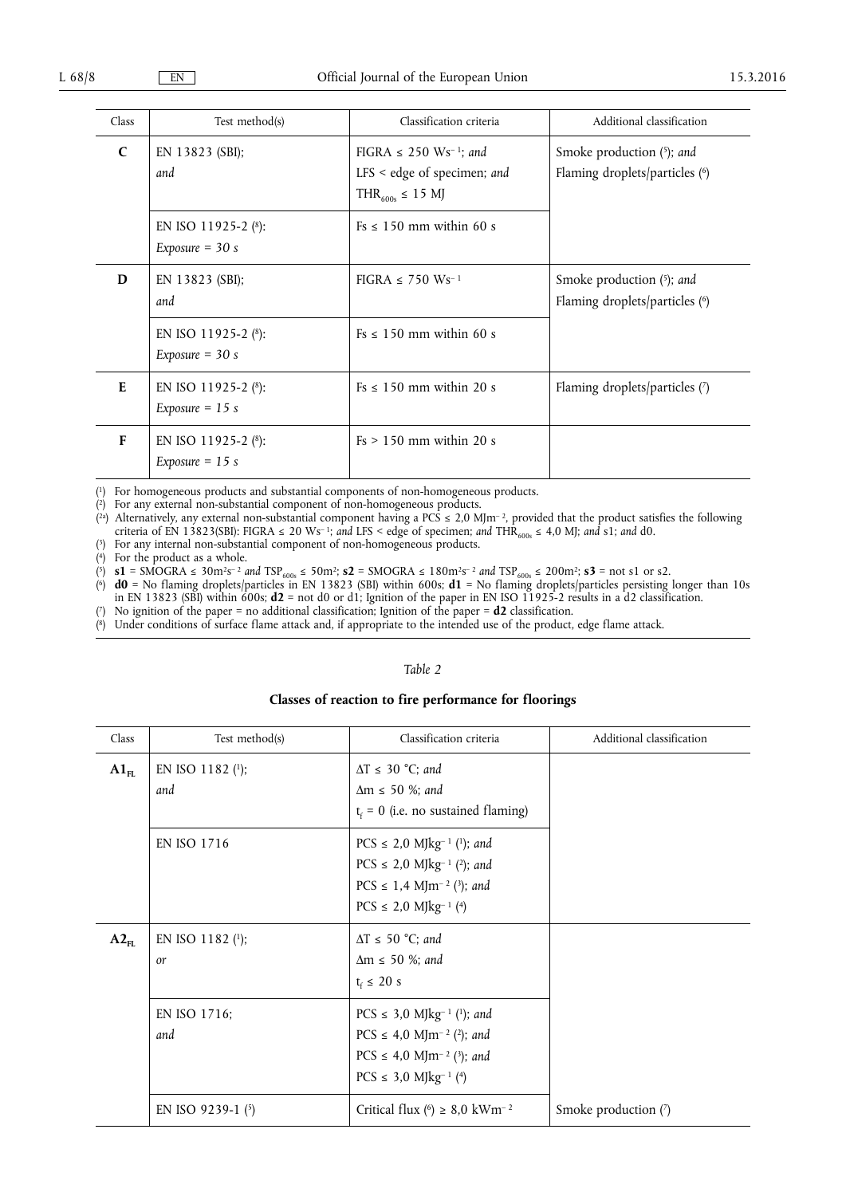| Class | Test method(s) | Classification criteria | Additional classification |
|---|---|---|---|
| **C** | EN 13823 (SBI); *and* | FIGRA ≤ 250 $Ws^{-1}$; *and* LFS < edge of specimen; *and* $THR_{600s}$ ≤ 15 MJ | Smoke production (5); *and* Flaming droplets/particles (6) |
| | EN ISO 11925-2 (8): *Exposure = 30 s* | Fs ≤ 150 mm within 60 s | |
| **D** | EN 13823 (SBI); *and* | FIGRA ≤ 750 $Ws^{-1}$ | Smoke production (5); *and* Flaming droplets/particles (6) |
| | EN ISO 11925-2 (8): *Exposure = 30 s* | Fs ≤ 150 mm within 60 s | |
| **E** | EN ISO 11925-2 (8): *Exposure = 15 s* | Fs ≤ 150 mm within 20 s | Flaming droplets/particles (7) |
| **F** | EN ISO 11925-2 (8): *Exposure = 15 s* | Fs > 150 mm within 20 s | |

(1) For homogeneous products and substantial components of non-homogeneous products.
(2) For any external non-substantial component of non-homogeneous products.
(2a) Alternatively, any external non-substantial component having a PCS ≤ 2,0 $MJm^{-2}$, provided that the product satisfies the following criteria of EN 13823(SBI): FIGRA ≤ 20 $Ws^{-1}$; *and* LFS < edge of specimen; *and* $THR_{600s}$ ≤ 4,0 MJ; *and* s1; *and* d0.
(3) For any internal non-substantial component of non-homogeneous products.
(4) For the product as a whole.
(5) **s1** = SMOGRA ≤ 30$m^2s^{-2}$ *and* $TSP_{600s}$ ≤ 50$m^2$; **s2** = SMOGRA ≤ 180$m^2s^{-2}$ *and* $TSP_{600s}$ ≤ 200$m^2$; **s3** = not s1 or s2.
(6) **d0** = No flaming droplets/particles in EN 13823 (SBI) within 600s; **d1** = No flaming droplets/particles persisting longer than 10s in EN 13823 (SBI) within 600s; **d2** = not d0 or d1; Ignition of the paper in EN ISO 11925-2 results in a d2 classification.
(7) No ignition of the paper = no additional classification; Ignition of the paper = **d2** classification.
(8) Under conditions of surface flame attack and, if appropriate to the intended use of the product, edge flame attack.

*Table 2*

**Classes of reaction to fire performance for floorings**

| Class | Test method(s) | Classification criteria | Additional classification |
|---|---|---|---|
| **$A1_{FL}$** | EN ISO 1182 (1); *and* | ΔT ≤ 30 °C; *and* Δm ≤ 50 %; *and* $t_f$ = 0 (i.e. no sustained flaming) | |
| | EN ISO 1716 | PCS ≤ 2,0 $MJkg^{-1}$ (1); *and* PCS ≤ 2,0 $MJkg^{-1}$ (2); *and* PCS ≤ 1,4 $MJm^{-2}$ (3); *and* PCS ≤ 2,0 $MJkg^{-1}$ (4) | |
| **$A2_{FL}$** | EN ISO 1182 (1); *or* | ΔT ≤ 50 °C; *and* Δm ≤ 50 %; *and* $t_f$ ≤ 20 s | |
| | EN ISO 1716; *and* | PCS ≤ 3,0 $MJkg^{-1}$ (1); *and* PCS ≤ 4,0 $MJm^{-2}$ (2); *and* PCS ≤ 4,0 $MJm^{-2}$ (3); *and* PCS ≤ 3,0 $MJkg^{-1}$ (4) | |
| | EN ISO 9239-1 (5) | Critical flux (6) ≥ 8,0 $kWm^{-2}$ | Smoke production (7) |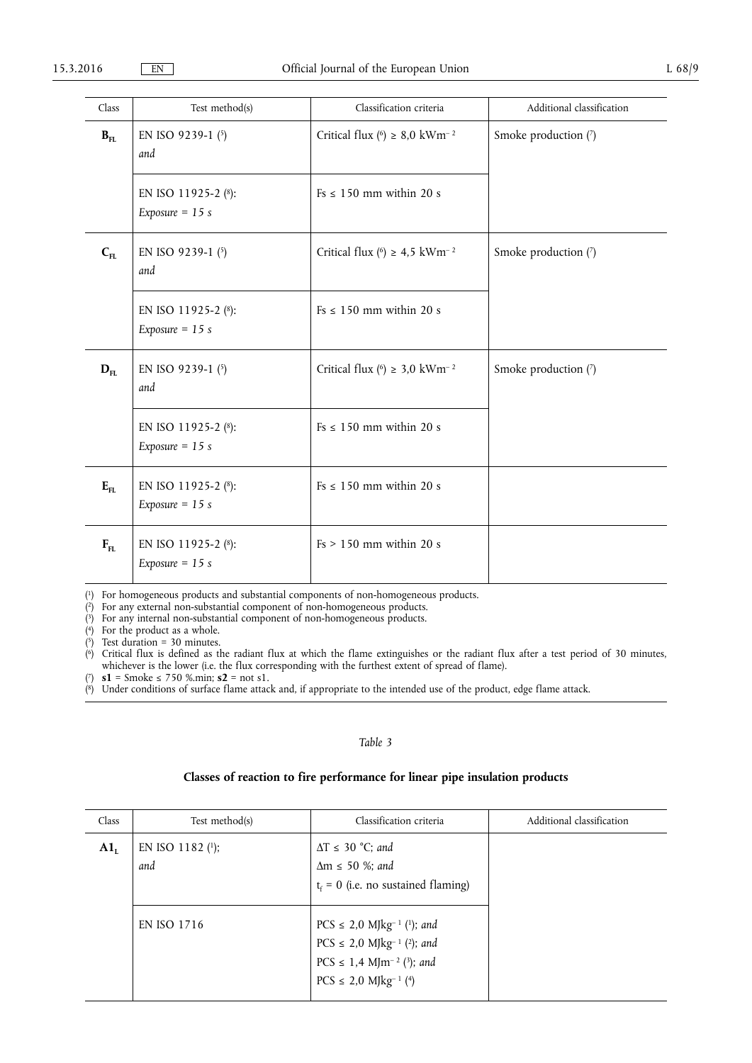| Class | Test method(s) | Classification criteria | Additional classification |
|---|---|---|---|
| $B_{FL}$ | EN ISO 9239-1 ([5]) *and* | Critical flux ([6]) ≥ 8,0 $kWm^{-2}$ | Smoke production ([7]) |
| | EN ISO 11925-2 ([8]): *Exposure = 15 s* | Fs ≤ 150 mm within 20 s | |
| $C_{FL}$ | EN ISO 9239-1 ([5]) *and* | Critical flux ([6]) ≥ 4,5 $kWm^{-2}$ | Smoke production ([7]) |
| | EN ISO 11925-2 ([8]): *Exposure = 15 s* | Fs ≤ 150 mm within 20 s | |
| $D_{FL}$ | EN ISO 9239-1 ([5]) *and* | Critical flux ([6]) ≥ 3,0 $kWm^{-2}$ | Smoke production ([7]) |
| | EN ISO 11925-2 ([8]): *Exposure = 15 s* | Fs ≤ 150 mm within 20 s | |
| $E_{FL}$ | EN ISO 11925-2 ([8]): *Exposure = 15 s* | Fs ≤ 150 mm within 20 s | |
| $F_{FL}$ | EN ISO 11925-2 ([8]): *Exposure = 15 s* | Fs > 150 mm within 20 s | |

([1]) For homogeneous products and substantial components of non-homogeneous products.
([2]) For any external non-substantial component of non-homogeneous products.
([3]) For any internal non-substantial component of non-homogeneous products.
([4]) For the product as a whole.
([5]) Test duration = 30 minutes.
([6]) Critical flux is defined as the radiant flux at which the flame extinguishes or the radiant flux after a test period of 30 minutes, whichever is the lower (i.e. the flux corresponding with the furthest extent of spread of flame).
([7]) **s1** = Smoke ≤ 750 %.min; **s2** = not s1.
([8]) Under conditions of surface flame attack and, if appropriate to the intended use of the product, edge flame attack.

*Table 3*

**Classes of reaction to fire performance for linear pipe insulation products**

| Class | Test method(s) | Classification criteria | Additional classification |
|---|---|---|---|
| $A1_L$ | EN ISO 1182 ([1]); *and* | $\Delta T \leq 30$ °C; *and* $\Delta m \leq 50$ %; *and* $t_f = 0$ (i.e. no sustained flaming) | |
| | EN ISO 1716 | PCS ≤ 2,0 $MJkg^{-1}$ ([1]); *and* PCS ≤ 2,0 $MJkg^{-1}$ ([2]); *and* PCS ≤ 1,4 $MJm^{-2}$ ([3]); *and* PCS ≤ 2,0 $MJkg^{-1}$ ([4]) | |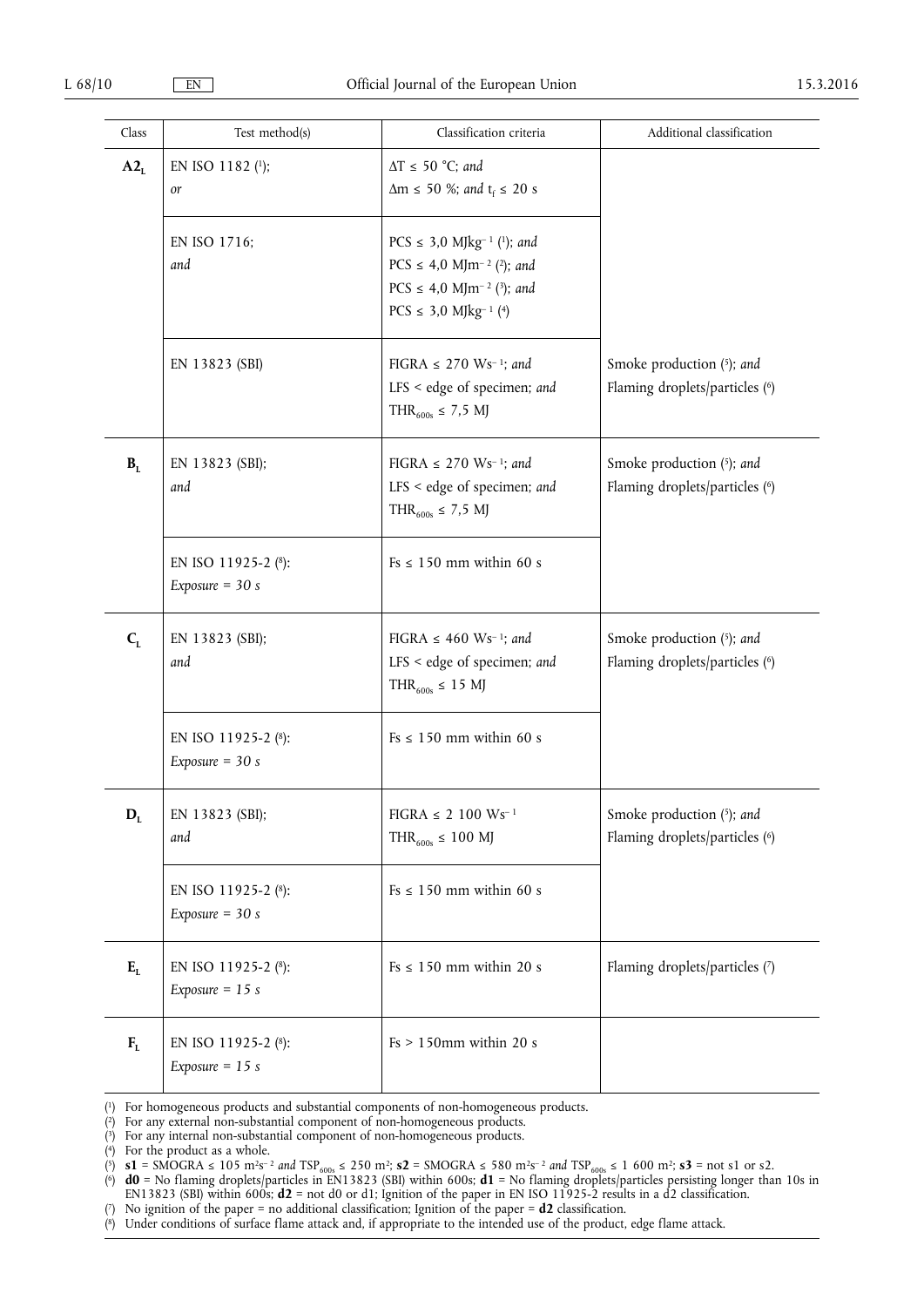| Class | Test method(s) | Classification criteria | Additional classification |
| --- | --- | --- | --- |
| **$A2_L$** | EN ISO 1182 [1]; *or* | $\Delta T \leq 50$ °C; *and* $\Delta m \leq 50$ %; *and* $t_f \leq 20$ s | |
| | EN ISO 1716; *and* | PCS ≤ 3,0 $MJkg^{-1}$ [1]; *and* PCS ≤ 4,0 $MJm^{-2}$ [2]; *and* PCS ≤ 4,0 $MJm^{-2}$ [3]; *and* PCS ≤ 3,0 $MJkg^{-1}$ [4] | |
| | EN 13823 (SBI) | FIGRA ≤ 270 $Ws^{-1}$; *and* LFS < edge of specimen; *and* $THR_{600s} \leq 7,5$ MJ | Smoke production [5]; *and* Flaming droplets/particles [6] |
| **$B_L$** | EN 13823 (SBI); *and* | FIGRA ≤ 270 $Ws^{-1}$; *and* LFS < edge of specimen; *and* $THR_{600s} \leq 7,5$ MJ | Smoke production [5]; *and* Flaming droplets/particles [6] |
| | EN ISO 11925-2 [8]: *Exposure = 30 s* | Fs ≤ 150 mm within 60 s | |
| **$C_L$** | EN 13823 (SBI); *and* | FIGRA ≤ 460 $Ws^{-1}$; *and* LFS < edge of specimen; *and* $THR_{600s} \leq 15$ MJ | Smoke production [5]; *and* Flaming droplets/particles [6] |
| | EN ISO 11925-2 [8]: *Exposure = 30 s* | Fs ≤ 150 mm within 60 s | |
| **$D_L$** | EN 13823 (SBI); *and* | FIGRA ≤ 2 100 $Ws^{-1}$ $THR_{600s} \leq 100$ MJ | Smoke production [5]; *and* Flaming droplets/particles [6] |
| | EN ISO 11925-2 [8]: *Exposure = 30 s* | Fs ≤ 150 mm within 60 s | |
| **$E_L$** | EN ISO 11925-2 [8]: *Exposure = 15 s* | Fs ≤ 150 mm within 20 s | Flaming droplets/particles [7] |
| **$F_L$** | EN ISO 11925-2 [8]: *Exposure = 15 s* | Fs > 150mm within 20 s | |

(1) For homogeneous products and substantial components of non-homogeneous products.
(2) For any external non-substantial component of non-homogeneous products.
(3) For any internal non-substantial component of non-homogeneous products.
(4) For the product as a whole.
(5) **s1** = SMOGRA ≤ 105 $m^2s^{-2}$ *and* $TSP_{600s} \leq 250$ $m^2$; **s2** = SMOGRA ≤ 580 $m^2s^{-2}$ *and* $TSP_{600s} \leq 1\ 600$ $m^2$; **s3** = not s1 or s2.
(6) **d0** = No flaming droplets/particles in EN13823 (SBI) within 600s; **d1** = No flaming droplets/particles persisting longer than 10s in EN13823 (SBI) within 600s; **d2** = not d0 or d1; Ignition of the paper in EN ISO 11925-2 results in a d2 classification.
(7) No ignition of the paper = no additional classification; Ignition of the paper = **d2** classification.
(8) Under conditions of surface flame attack and, if appropriate to the intended use of the product, edge flame attack.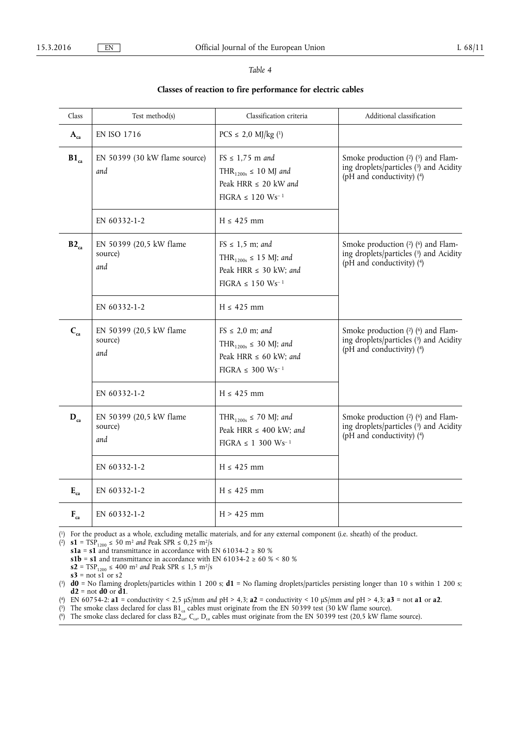*Table 4*

**Classes of reaction to fire performance for electric cables**

| Class | Test method(s) | Classification criteria | Additional classification |
|---|---|---|---|
| **$A_{ca}$** | EN ISO 1716 | PCS ≤ 2,0 MJ/kg (1) | |
| **$B1_{ca}$** | EN 50399 (30 kW flame source) *and* | FS ≤ 1,75 m *and* $THR_{1200s}$ ≤ 10 MJ *and* Peak HRR ≤ 20 kW *and* FIGRA ≤ 120 $Ws^{-1}$ | Smoke production (2) (5) and Flaming droplets/particles (3) and Acidity (pH and conductivity) (4) |
| | EN 60332-1-2 | H ≤ 425 mm | |
| **$B2_{ca}$** | EN 50399 (20,5 kW flame source) *and* | FS ≤ 1,5 m; *and* $THR_{1200s}$ ≤ 15 MJ; *and* Peak HRR ≤ 30 kW; *and* FIGRA ≤ 150 $Ws^{-1}$ | Smoke production (2) (6) and Flaming droplets/particles (3) and Acidity (pH and conductivity) (4) |
| | EN 60332-1-2 | H ≤ 425 mm | |
| **$C_{ca}$** | EN 50399 (20,5 kW flame source) *and* | FS ≤ 2,0 m; *and* $THR_{1200s}$ ≤ 30 MJ; *and* Peak HRR ≤ 60 kW; *and* FIGRA ≤ 300 $Ws^{-1}$ | Smoke production (2) (6) and Flaming droplets/particles (3) and Acidity (pH and conductivity) (4) |
| | EN 60332-1-2 | H ≤ 425 mm | |
| **$D_{ca}$** | EN 50399 (20,5 kW flame source) *and* | $THR_{1200s}$ ≤ 70 MJ; *and* Peak HRR ≤ 400 kW; *and* FIGRA ≤ 1 300 $Ws^{-1}$ | Smoke production (2) (6) and Flaming droplets/particles (3) and Acidity (pH and conductivity) (4) |
| | EN 60332-1-2 | H ≤ 425 mm | |
| **$E_{ca}$** | EN 60332-1-2 | H ≤ 425 mm | |
| **$F_{ca}$** | EN 60332-1-2 | H > 425 mm | |

(1) For the product as a whole, excluding metallic materials, and for any external component (i.e. sheath) of the product.

(2) **s1** = $TSP_{1200}$ ≤ 50 m² *and* Peak SPR ≤ 0,25 m²/s
**s1a** = **s1** and transmittance in accordance with EN 61034-2 ≥ 80 %
**s1b** = **s1** and transmittance in accordance with EN 61034-2 ≥ 60 % < 80 %
**s2** = $TSP_{1200}$ ≤ 400 m² *and* Peak SPR ≤ 1,5 m²/s
**s3** = not s1 or s2

(3) **d0** = No flaming droplets/particles within 1 200 s; **d1** = No flaming droplets/particles persisting longer than 10 s within 1 200 s; **d2** = not **d0** or **d1**.

(4) EN 60754-2: **a1** = conductivity < 2,5 μS/mm *and* pH > 4,3; **a2** = conductivity < 10 μS/mm *and* pH > 4,3; **a3** = not **a1** or **a2**.

(5) The smoke class declared for class $B1_{ca}$ cables must originate from the EN 50399 test (30 kW flame source).

(6) The smoke class declared for class $B2_{ca}$, $C_{ca}$, $D_{ca}$ cables must originate from the EN 50399 test (20,5 kW flame source).